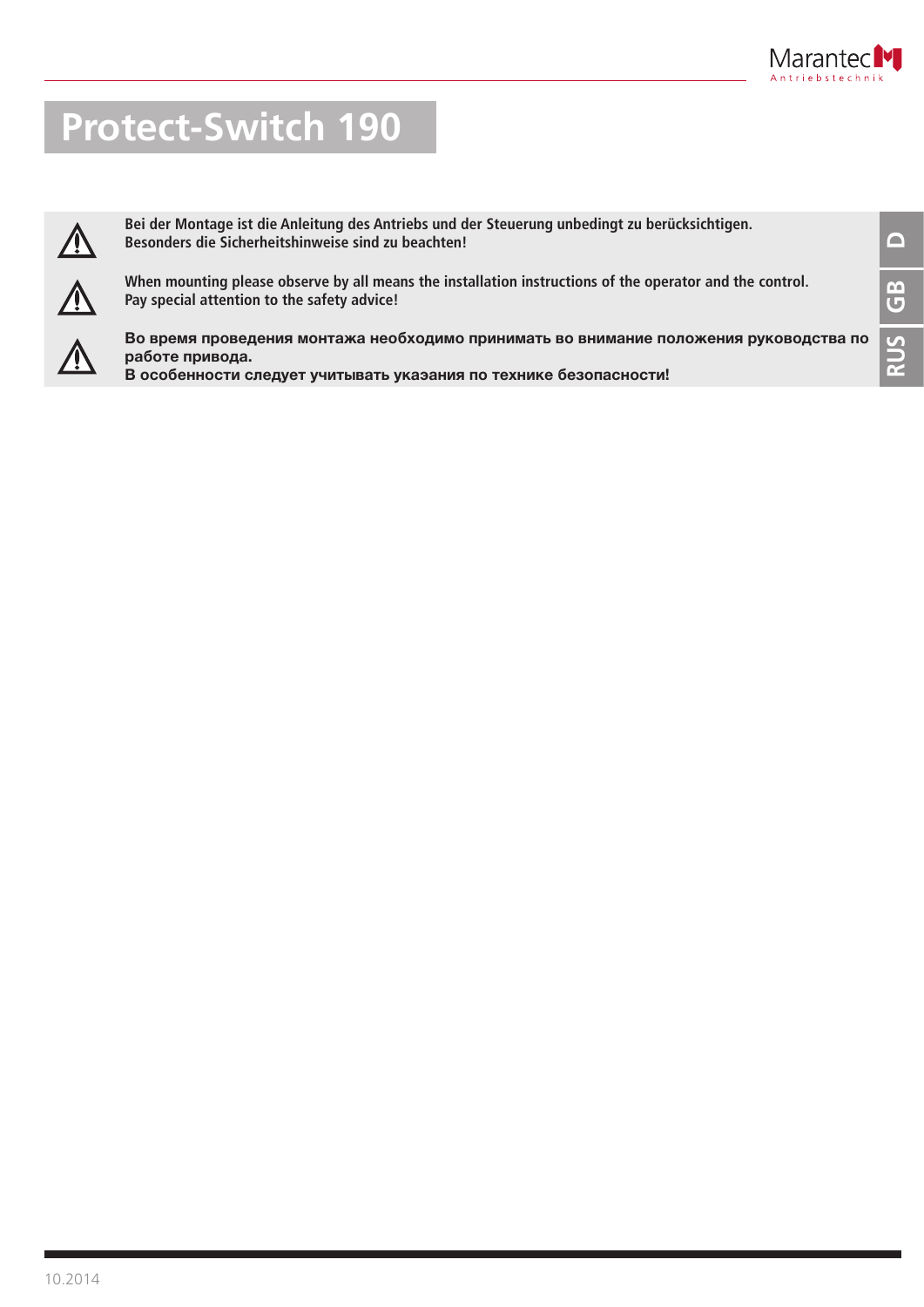# Protect-Switch 190

**Bei der Montage ist die Anleitung des Antriebs und der Steuerung unbedingt zu berücksichtigen.**
**Besonders die Sicherheitshinweise sind zu beachten!**

**When mounting please observe by all means the installation instructions of the operator and the control.**
**Pay special attention to the safety advice!**

**Во время проведения монтажа необходимо принимать во внимание положения руководства по работе привода.**
**В особенности следует учитывать указания по технике безопасности!**

D | GB | RUS

10.2014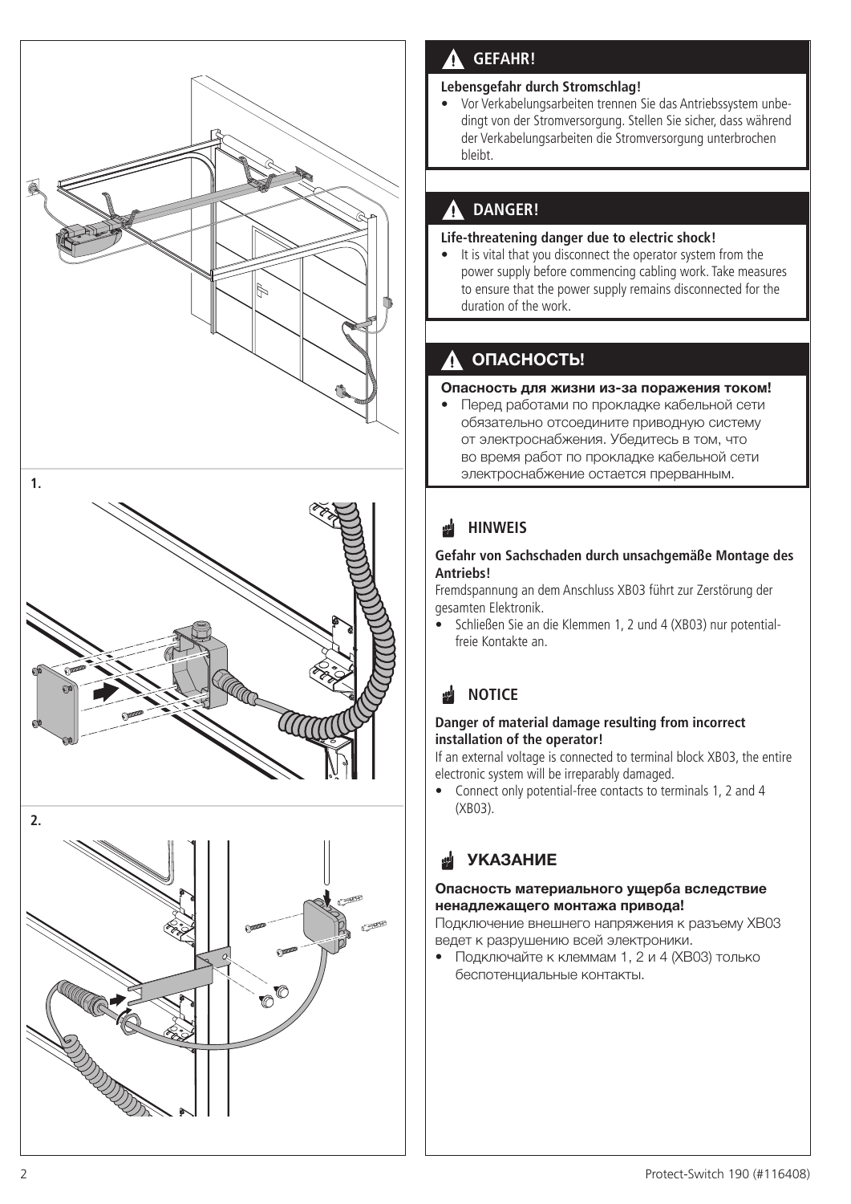1.

2.

## ⚠ GEFAHR!

**Lebensgefahr durch Stromschlag!**

- Vor Verkabelungsarbeiten trennen Sie das Antriebssystem unbedingt von der Stromversorgung. Stellen Sie sicher, dass während der Verkabelungsarbeiten die Stromversorgung unterbrochen bleibt.

## ⚠ DANGER!

**Life-threatening danger due to electric shock!**

- It is vital that you disconnect the operator system from the power supply before commencing cabling work. Take measures to ensure that the power supply remains disconnected for the duration of the work.

## ⚠ ОПАСНОСТЬ!

**Опасность для жизни из-за поражения током!**

- Перед работами по прокладке кабельной сети обязательно отсоедините приводную систему от электроснабжения. Убедитесь в том, что во время работ по прокладке кабельной сети электроснабжение остается прерванным.

## HINWEIS

**Gefahr von Sachschaden durch unsachgemäße Montage des Antriebs!**

Fremdspannung an dem Anschluss XB03 führt zur Zerstörung der gesamten Elektronik.

- Schließen Sie an die Klemmen 1, 2 und 4 (XB03) nur potentialfreie Kontakte an.

## NOTICE

**Danger of material damage resulting from incorrect installation of the operator!**

If an external voltage is connected to terminal block XB03, the entire electronic system will be irreparably damaged.

- Connect only potential-free contacts to terminals 1, 2 and 4 (XB03).

## УКАЗАНИЕ

**Опасность материального ущерба вследствие ненадлежащего монтажа привода!**

Подключение внешнего напряжения к разъему XB03 ведет к разрушению всей электроники.

- Подключайте к клеммам 1, 2 и 4 (XB03) только беспотенциальные контакты.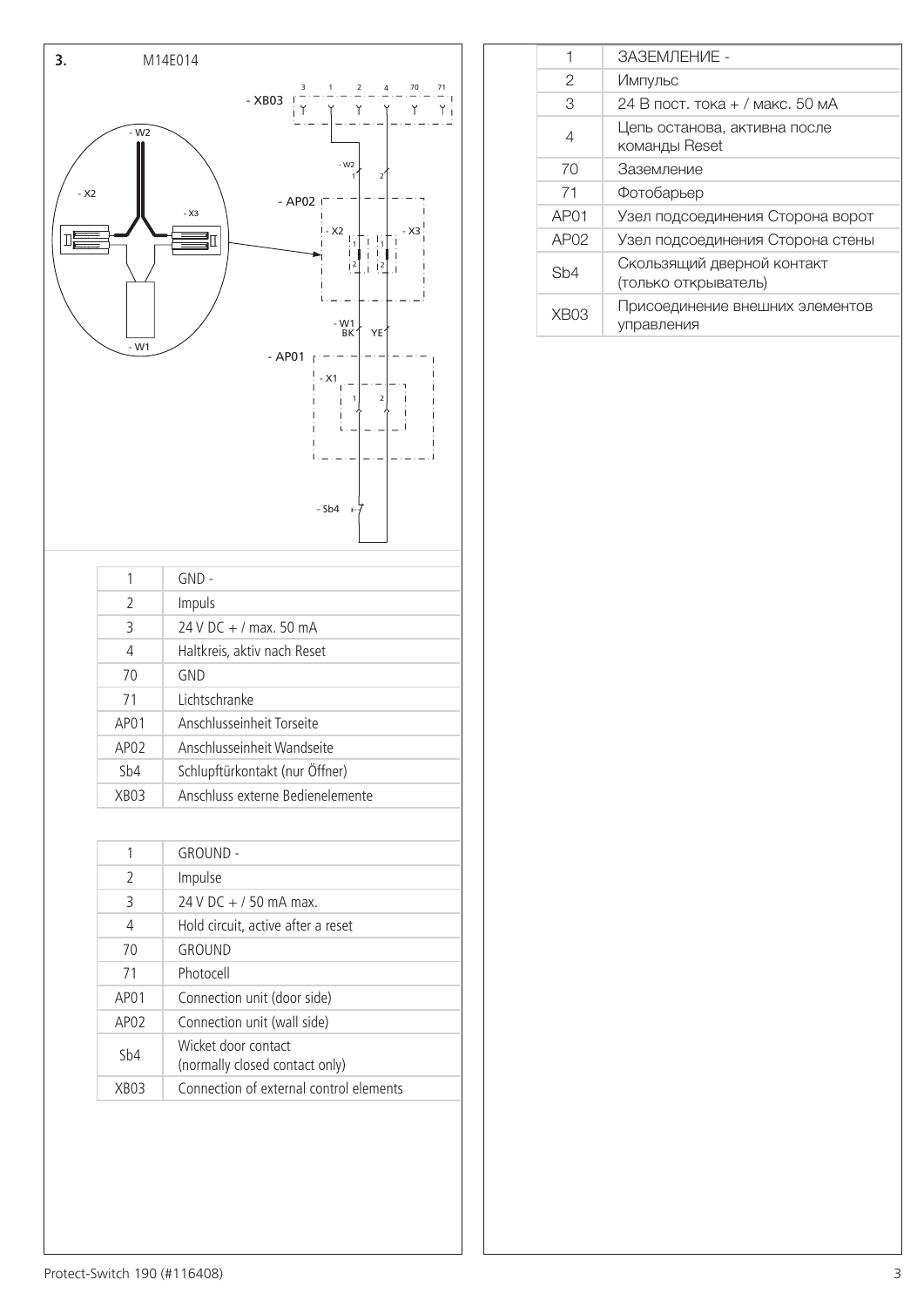**3.** M14E014

- XB03
3 1 2 4 70 71

- W2
- X2
- X3
- W1
- AP02
- W2
1 2
- X2
- X3
1 2
1 2
- W1
BK YE
- AP01
- X1
1 2
- Sb4

| | |
|---|---|
| 1 | GND - |
| 2 | Impuls |
| 3 | 24 V DC + / max. 50 mA |
| 4 | Haltkreis, aktiv nach Reset |
| 70 | GND |
| 71 | Lichtschranke |
| AP01 | Anschlusseinheit Torseite |
| AP02 | Anschlusseinheit Wandseite |
| Sb4 | Schlupftürkontakt (nur Öffner) |
| XB03 | Anschluss externe Bedienelemente |

| | |
|---|---|
| 1 | GROUND - |
| 2 | Impulse |
| 3 | 24 V DC + / 50 mA max. |
| 4 | Hold circuit, active after a reset |
| 70 | GROUND |
| 71 | Photocell |
| AP01 | Connection unit (door side) |
| AP02 | Connection unit (wall side) |
| Sb4 | Wicket door contact (normally closed contact only) |
| XB03 | Connection of external control elements |

| | |
|---|---|
| 1 | ЗАЗЕМЛЕНИЕ - |
| 2 | Импульс |
| 3 | 24 В пост. тока + / макс. 50 мА |
| 4 | Цепь останова, активна после команды Reset |
| 70 | Заземление |
| 71 | Фотобарьер |
| AP01 | Узел подсоединения Сторона ворот |
| AP02 | Узел подсоединения Сторона стены |
| Sb4 | Скользящий дверной контакт (только открыватель) |
| XB03 | Присоединение внешних элементов управления |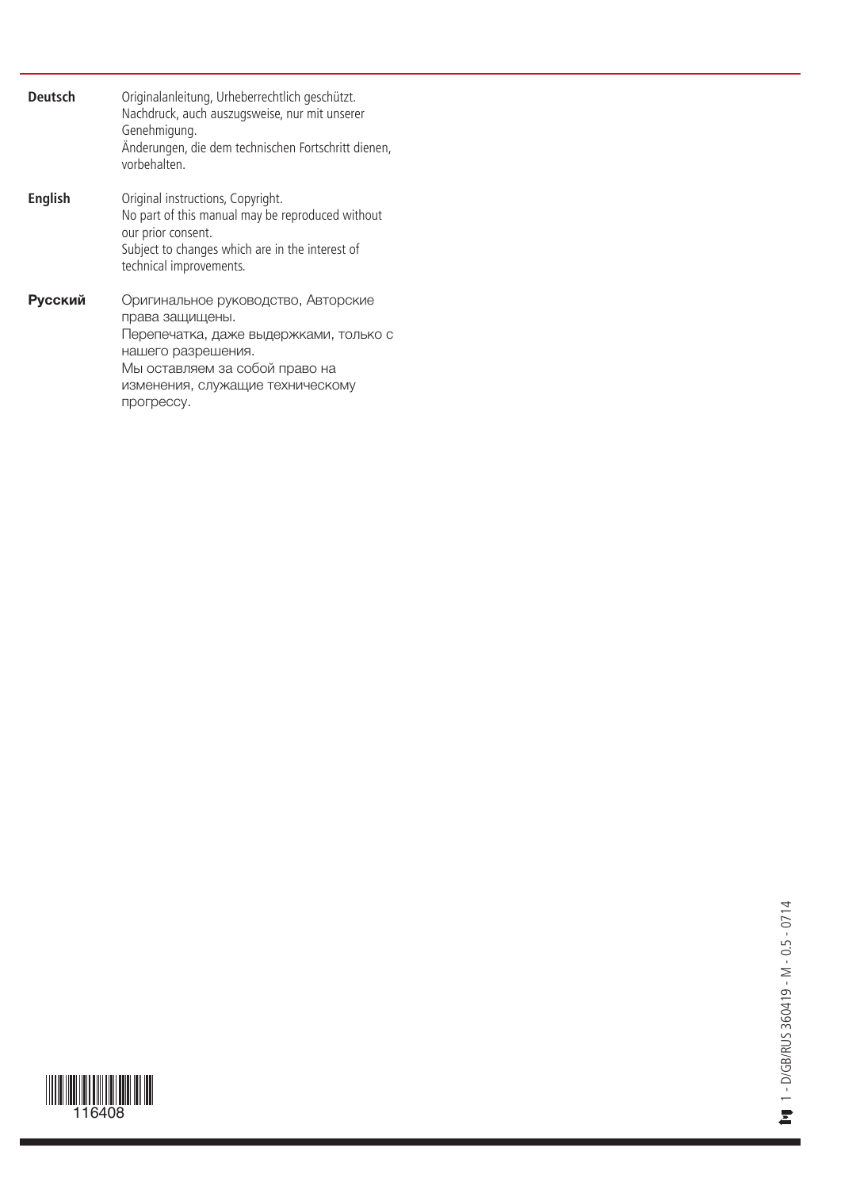**Deutsch**

Originalanleitung, Urheberrechtlich geschützt.
Nachdruck, auch auszugsweise, nur mit unserer Genehmigung.
Änderungen, die dem technischen Fortschritt dienen, vorbehalten.

**English**

Original instructions, Copyright.
No part of this manual may be reproduced without our prior consent.
Subject to changes which are in the interest of technical improvements.

**Русский**

Оригинальное руководство, Авторские права защищены.
Перепечатка, даже выдержками, только с нашего разрешения.
Мы оставляем за собой право на изменения, служащие техническому прогрессу.

116408

1 - D/GB/RUS 360419 - M - 0.5 - 0714